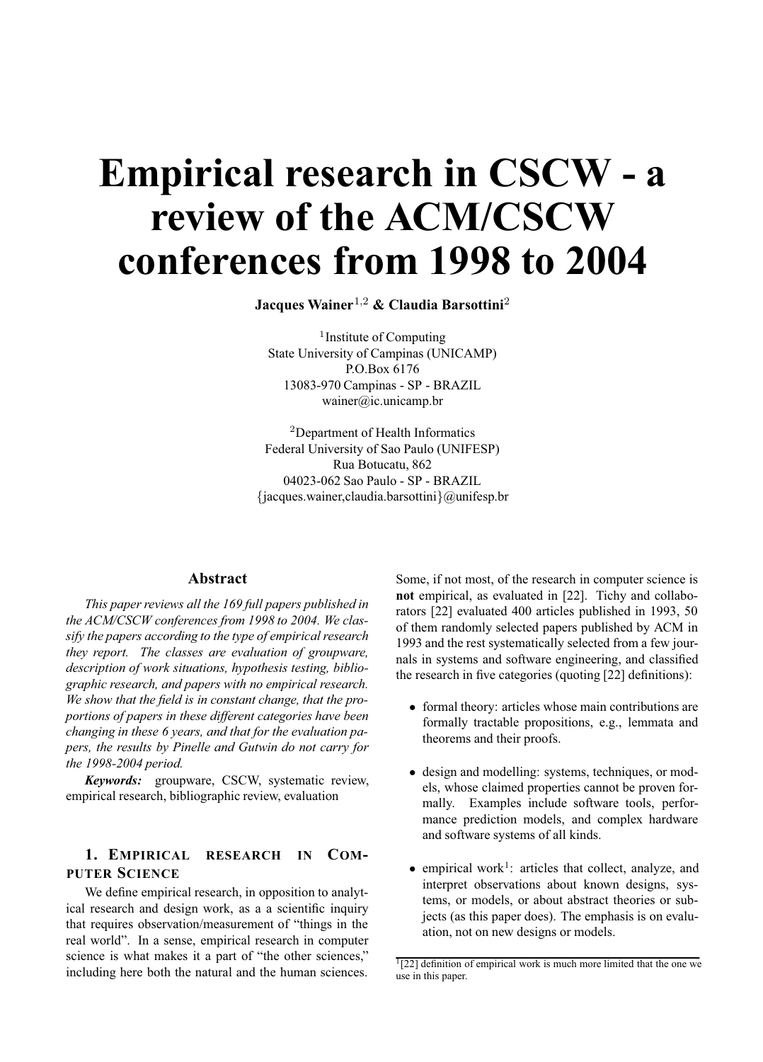# Empirical research in CSCW - a review of the ACM/CSCW conferences from 1998 to 2004

**Jacques Wainer**[1,2] **& Claudia Barsottini**[2]

[1]Institute of Computing
State University of Campinas (UNICAMP)
P.O.Box 6176
13083-970 Campinas - SP - BRAZIL
wainer@ic.unicamp.br

[2]Department of Health Informatics
Federal University of Sao Paulo (UNIFESP)
Rua Botucatu, 862
04023-062 Sao Paulo - SP - BRAZIL
{jacques.wainer,claudia.barsottini}@unifesp.br

### Abstract

*This paper reviews all the 169 full papers published in the ACM/CSCW conferences from 1998 to 2004. We classify the papers according to the type of empirical research they report. The classes are evaluation of groupware, description of work situations, hypothesis testing, bibliographic research, and papers with no empirical research. We show that the field is in constant change, that the proportions of papers in these different categories have been changing in these 6 years, and that for the evaluation papers, the results by Pinelle and Gutwin do not carry for the 1998-2004 period.*

***Keywords:*** groupware, CSCW, systematic review, empirical research, bibliographic review, evaluation

## 1. Empirical research in Computer Science

We define empirical research, in opposition to analytical research and design work, as a a scientific inquiry that requires observation/measurement of "things in the real world". In a sense, empirical research in computer science is what makes it a part of "the other sciences," including here both the natural and the human sciences.

Some, if not most, of the research in computer science is **not** empirical, as evaluated in [22]. Tichy and collaborators [22] evaluated 400 articles published in 1993, 50 of them randomly selected papers published by ACM in 1993 and the rest systematically selected from a few journals in systems and software engineering, and classified the research in five categories (quoting [22] definitions):

- formal theory: articles whose main contributions are formally tractable propositions, e.g., lemmata and theorems and their proofs.
- design and modelling: systems, techniques, or models, whose claimed properties cannot be proven formally. Examples include software tools, performance prediction models, and complex hardware and software systems of all kinds.
- empirical work[1]: articles that collect, analyze, and interpret observations about known designs, systems, or models, or about abstract theories or subjects (as this paper does). The emphasis is on evaluation, not on new designs or models.

[1] [22] definition of empirical work is much more limited that the one we use in this paper.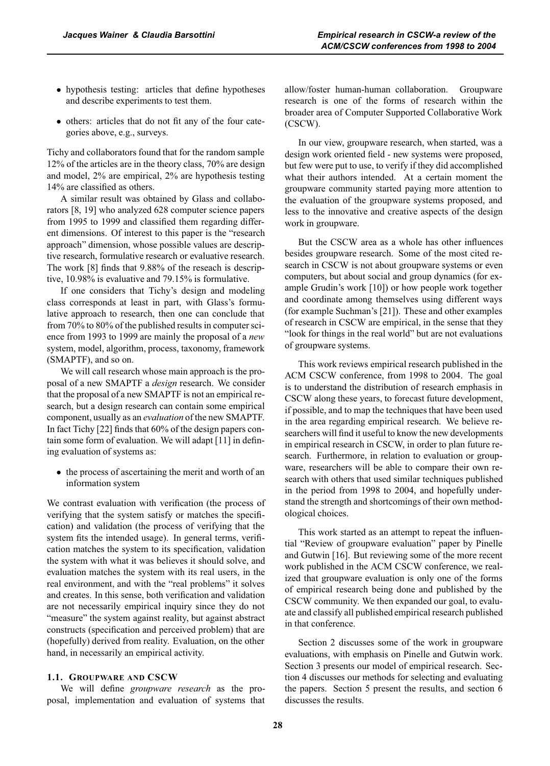- hypothesis testing: articles that define hypotheses and describe experiments to test them.
- others: articles that do not fit any of the four categories above, e.g., surveys.

Tichy and collaborators found that for the random sample 12% of the articles are in the theory class, 70% are design and model, 2% are empirical, 2% are hypothesis testing 14% are classified as others.

A similar result was obtained by Glass and collaborators [8, 19] who analyzed 628 computer science papers from 1995 to 1999 and classified them regarding different dimensions. Of interest to this paper is the "research approach" dimension, whose possible values are descriptive research, formulative research or evaluative research. The work [8] finds that 9.88% of the reseach is descriptive, 10.98% is evaluative and 79.15% is formulative.

If one considers that Tichy's design and modeling class corresponds at least in part, with Glass's formulative approach to research, then one can conclude that from 70% to 80% of the published results in computer science from 1993 to 1999 are mainly the proposal of a *new* system, model, algorithm, process, taxonomy, framework (SMAPTF), and so on.

We will call research whose main approach is the proposal of a new SMAPTF a *design* research. We consider that the proposal of a new SMAPTF is not an empirical research, but a design research can contain some empirical component, usually as an *evaluation* of the new SMAPTF. In fact Tichy [22] finds that 60% of the design papers contain some form of evaluation. We will adapt [11] in defining evaluation of systems as:

- the process of ascertaining the merit and worth of an information system

We contrast evaluation with verification (the process of verifying that the system satisfy or matches the specification) and validation (the process of verifying that the system fits the intended usage). In general terms, verification matches the system to its specification, validation the system with what it was believes it should solve, and evaluation matches the system with its real users, in the real environment, and with the "real problems" it solves and creates. In this sense, both verification and validation are not necessarily empirical inquiry since they do not "measure" the system against reality, but against abstract constructs (specification and perceived problem) that are (hopefully) derived from reality. Evaluation, on the other hand, in necessarily an empirical activity.

### 1.1. Groupware and CSCW

We will define *groupware research* as the proposal, implementation and evaluation of systems that allow/foster human-human collaboration. Groupware research is one of the forms of research within the broader area of Computer Supported Collaborative Work (CSCW).

In our view, groupware research, when started, was a design work oriented field - new systems were proposed, but few were put to use, to verify if they did accomplished what their authors intended. At a certain moment the groupware community started paying more attention to the evaluation of the groupware systems proposed, and less to the innovative and creative aspects of the design work in groupware.

But the CSCW area as a whole has other influences besides groupware research. Some of the most cited research in CSCW is not about groupware systems or even computers, but about social and group dynamics (for example Grudin's work [10]) or how people work together and coordinate among themselves using different ways (for example Suchman's [21]). These and other examples of research in CSCW are empirical, in the sense that they "look for things in the real world" but are not evaluations of groupware systems.

This work reviews empirical research published in the ACM CSCW conference, from 1998 to 2004. The goal is to understand the distribution of research emphasis in CSCW along these years, to forecast future development, if possible, and to map the techniques that have been used in the area regarding empirical research. We believe researchers will find it useful to know the new developments in empirical research in CSCW, in order to plan future research. Furthermore, in relation to evaluation or groupware, researchers will be able to compare their own research with others that used similar techniques published in the period from 1998 to 2004, and hopefully understand the strength and shortcomings of their own methodological choices.

This work started as an attempt to repeat the influential "Review of groupware evaluation" paper by Pinelle and Gutwin [16]. But reviewing some of the more recent work published in the ACM CSCW conference, we realized that groupware evaluation is only one of the forms of empirical research being done and published by the CSCW community. We then expanded our goal, to evaluate and classify all published empirical research published in that conference.

Section 2 discusses some of the work in groupware evaluations, with emphasis on Pinelle and Gutwin work. Section 3 presents our model of empirical research. Section 4 discusses our methods for selecting and evaluating the papers. Section 5 present the results, and section 6 discusses the results.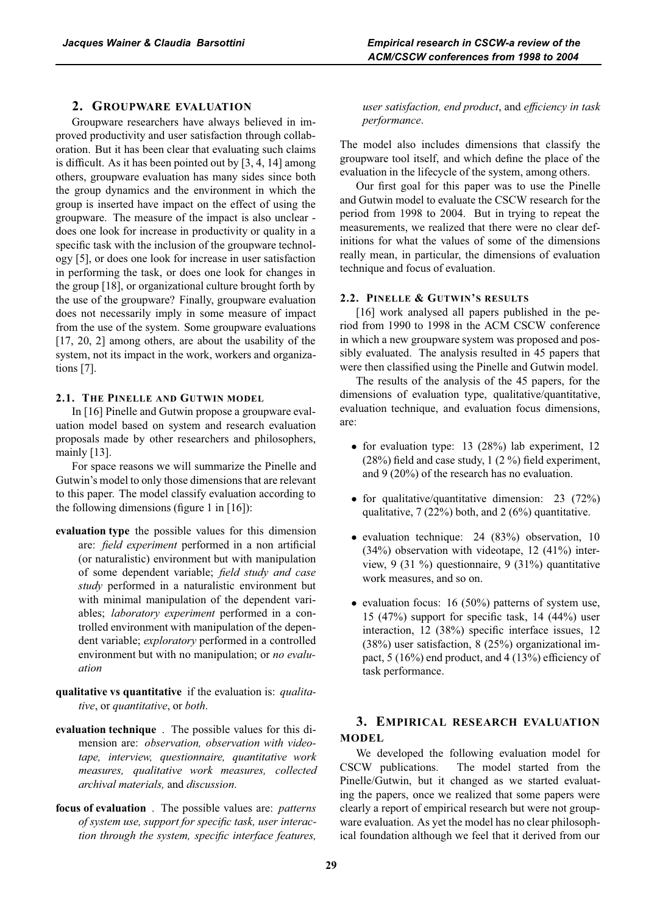## 2. Groupware Evaluation

Groupware researchers have always believed in improved productivity and user satisfaction through collaboration. But it has been clear that evaluating such claims is difficult. As it has been pointed out by [3, 4, 14] among others, groupware evaluation has many sides since both the group dynamics and the environment in which the group is inserted have impact on the effect of using the groupware. The measure of the impact is also unclear - does one look for increase in productivity or quality in a specific task with the inclusion of the groupware technology [5], or does one look for increase in user satisfaction in performing the task, or does one look for changes in the group [18], or organizational culture brought forth by the use of the groupware? Finally, groupware evaluation does not necessarily imply in some measure of impact from the use of the system. Some groupware evaluations [17, 20, 2] among others, are about the usability of the system, not its impact in the work, workers and organizations [7].

### 2.1. The Pinelle and Gutwin model

In [16] Pinelle and Gutwin propose a groupware evaluation model based on system and research evaluation proposals made by other researchers and philosophers, mainly [13].

For space reasons we will summarize the Pinelle and Gutwin's model to only those dimensions that are relevant to this paper. The model classify evaluation according to the following dimensions (figure 1 in [16]):

**evaluation type** the possible values for this dimension are: *field experiment* performed in a non artificial (or naturalistic) environment but with manipulation of some dependent variable; *field study and case study* performed in a naturalistic environment but with minimal manipulation of the dependent variables; *laboratory experiment* performed in a controlled environment with manipulation of the dependent variable; *exploratory* performed in a controlled environment but with no manipulation; or *no evaluation*

**qualitative vs quantitative** if the evaluation is: *qualitative*, or *quantitative*, or *both*.

**evaluation technique** . The possible values for this dimension are: *observation, observation with videotape, interview, questionnaire, quantitative work measures, qualitative work measures, collected archival materials,* and *discussion*.

**focus of evaluation** . The possible values are: *patterns of system use, support for specific task, user interaction through the system, specific interface features, user satisfaction, end product*, and *efficiency in task performance*.

The model also includes dimensions that classify the groupware tool itself, and which define the place of the evaluation in the lifecycle of the system, among others.

Our first goal for this paper was to use the Pinelle and Gutwin model to evaluate the CSCW research for the period from 1998 to 2004. But in trying to repeat the measurements, we realized that there were no clear definitions for what the values of some of the dimensions really mean, in particular, the dimensions of evaluation technique and focus of evaluation.

### 2.2. Pinelle & Gutwin's results

[16] work analysed all papers published in the period from 1990 to 1998 in the ACM CSCW conference in which a new groupware system was proposed and possibly evaluated. The analysis resulted in 45 papers that were then classified using the Pinelle and Gutwin model.

The results of the analysis of the 45 papers, for the dimensions of evaluation type, qualitative/quantitative, evaluation technique, and evaluation focus dimensions, are:

- for evaluation type: 13 (28%) lab experiment, 12 (28%) field and case study, 1 (2 %) field experiment, and 9 (20%) of the research has no evaluation.
- for qualitative/quantitative dimension: 23 (72%) qualitative, 7 (22%) both, and 2 (6%) quantitative.
- evaluation technique: 24 (83%) observation, 10 (34%) observation with videotape, 12 (41%) interview, 9 (31 %) questionnaire, 9 (31%) quantitative work measures, and so on.
- evaluation focus: 16 (50%) patterns of system use, 15 (47%) support for specific task, 14 (44%) user interaction, 12 (38%) specific interface issues, 12 (38%) user satisfaction, 8 (25%) organizational impact, 5 (16%) end product, and 4 (13%) efficiency of task performance.

## 3. Empirical research evaluation model

We developed the following evaluation model for CSCW publications. The model started from the Pinelle/Gutwin, but it changed as we started evaluating the papers, once we realized that some papers were clearly a report of empirical research but were not groupware evaluation. As yet the model has no clear philosophical foundation although we feel that it derived from our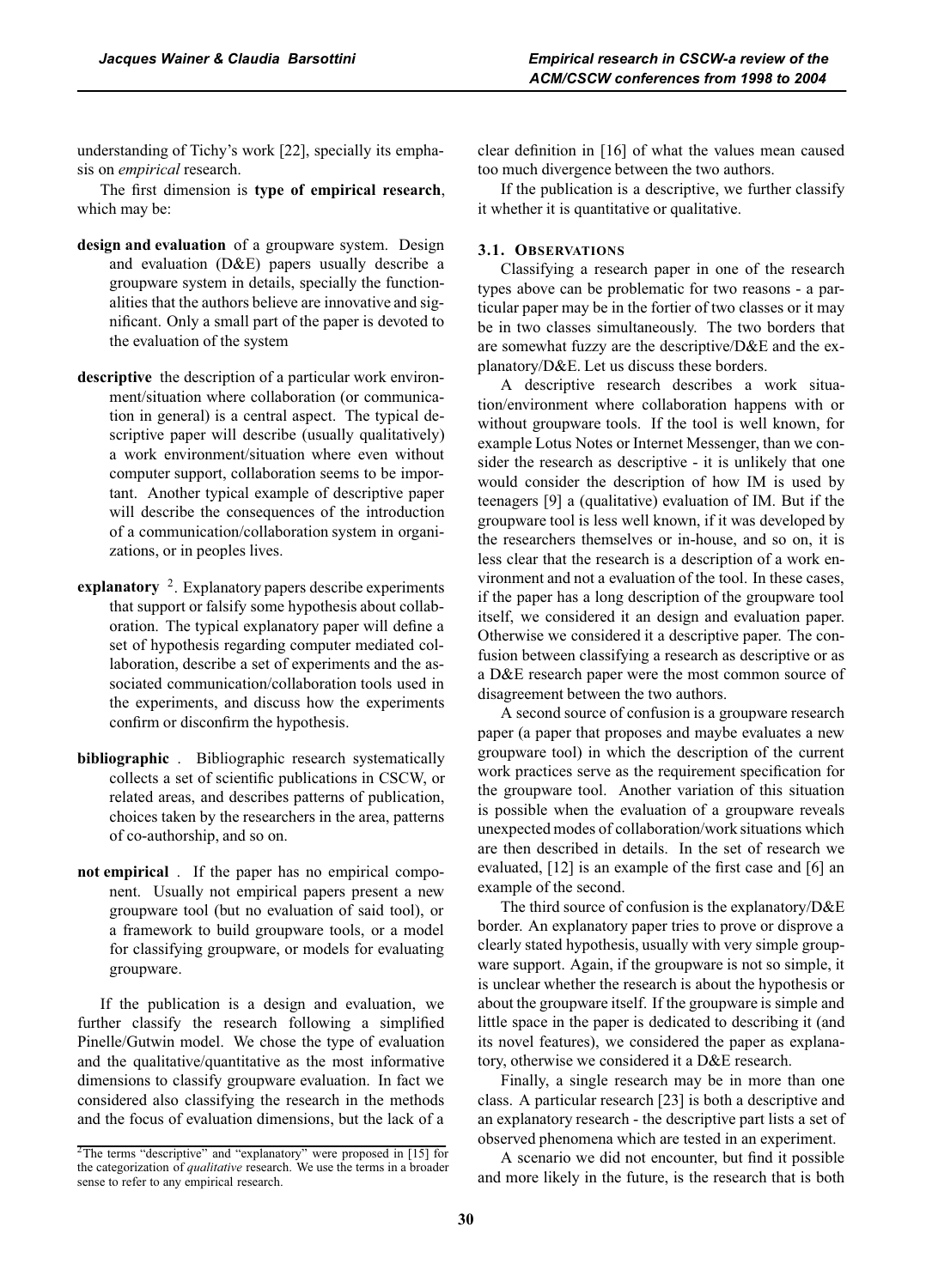understanding of Tichy's work [22], specially its emphasis on *empirical* research.

The first dimension is **type of empirical research**, which may be:

**design and evaluation** of a groupware system. Design and evaluation (D&E) papers usually describe a groupware system in details, specially the functionalities that the authors believe are innovative and significant. Only a small part of the paper is devoted to the evaluation of the system

**descriptive** the description of a particular work environment/situation where collaboration (or communication in general) is a central aspect. The typical descriptive paper will describe (usually qualitatively) a work environment/situation where even without computer support, collaboration seems to be important. Another typical example of descriptive paper will describe the consequences of the introduction of a communication/collaboration system in organizations, or in peoples lives.

**explanatory** [2]. Explanatory papers describe experiments that support or falsify some hypothesis about collaboration. The typical explanatory paper will define a set of hypothesis regarding computer mediated collaboration, describe a set of experiments and the associated communication/collaboration tools used in the experiments, and discuss how the experiments confirm or disconfirm the hypothesis.

**bibliographic** . Bibliographic research systematically collects a set of scientific publications in CSCW, or related areas, and describes patterns of publication, choices taken by the researchers in the area, patterns of co-authorship, and so on.

**not empirical** . If the paper has no empirical component. Usually not empirical papers present a new groupware tool (but no evaluation of said tool), or a framework to build groupware tools, or a model for classifying groupware, or models for evaluating groupware.

If the publication is a design and evaluation, we further classify the research following a simplified Pinelle/Gutwin model. We chose the type of evaluation and the qualitative/quantitative as the most informative dimensions to classify groupware evaluation. In fact we considered also classifying the research in the methods and the focus of evaluation dimensions, but the lack of a clear definition in [16] of what the values mean caused too much divergence between the two authors.

If the publication is a descriptive, we further classify it whether it is quantitative or qualitative.

[2] The terms "descriptive" and "explanatory" were proposed in [15] for the categorization of *qualitative* research. We use the terms in a broader sense to refer to any empirical research.

### 3.1. Observations

Classifying a research paper in one of the research types above can be problematic for two reasons - a particular paper may be in the fortier of two classes or it may be in two classes simultaneously. The two borders that are somewhat fuzzy are the descriptive/D&E and the explanatory/D&E. Let us discuss these borders.

A descriptive research describes a work situation/environment where collaboration happens with or without groupware tools. If the tool is well known, for example Lotus Notes or Internet Messenger, than we consider the research as descriptive - it is unlikely that one would consider the description of how IM is used by teenagers [9] a (qualitative) evaluation of IM. But if the groupware tool is less well known, if it was developed by the researchers themselves or in-house, and so on, it is less clear that the research is a description of a work environment and not a evaluation of the tool. In these cases, if the paper has a long description of the groupware tool itself, we considered it an design and evaluation paper. Otherwise we considered it a descriptive paper. The confusion between classifying a research as descriptive or as a D&E research paper were the most common source of disagreement between the two authors.

A second source of confusion is a groupware research paper (a paper that proposes and maybe evaluates a new groupware tool) in which the description of the current work practices serve as the requirement specification for the groupware tool. Another variation of this situation is possible when the evaluation of a groupware reveals unexpected modes of collaboration/work situations which are then described in details. In the set of research we evaluated, [12] is an example of the first case and [6] an example of the second.

The third source of confusion is the explanatory/D&E border. An explanatory paper tries to prove or disprove a clearly stated hypothesis, usually with very simple groupware support. Again, if the groupware is not so simple, it is unclear whether the research is about the hypothesis or about the groupware itself. If the groupware is simple and little space in the paper is dedicated to describing it (and its novel features), we considered the paper as explanatory, otherwise we considered it a D&E research.

Finally, a single research may be in more than one class. A particular research [23] is both a descriptive and an explanatory research - the descriptive part lists a set of observed phenomena which are tested in an experiment.

A scenario we did not encounter, but find it possible and more likely in the future, is the research that is both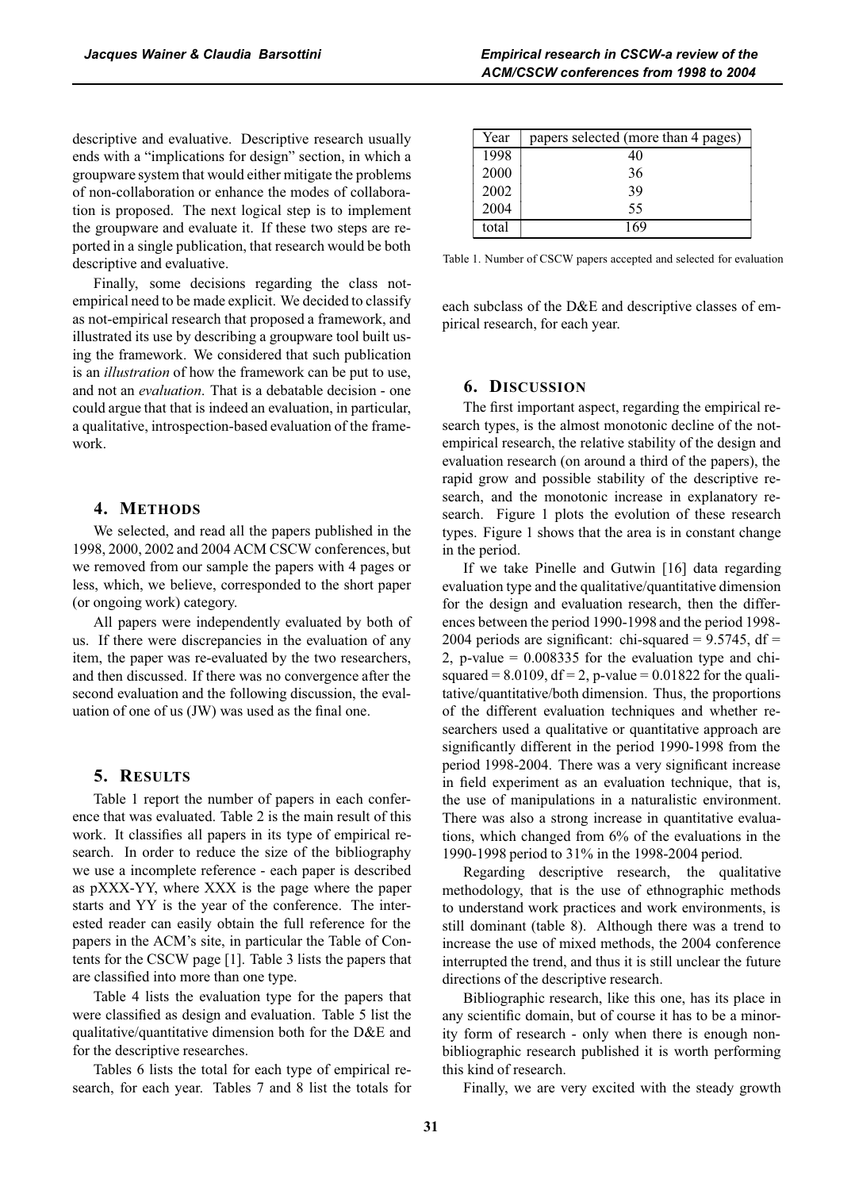descriptive and evaluative. Descriptive research usually ends with a "implications for design" section, in which a groupware system that would either mitigate the problems of non-collaboration or enhance the modes of collaboration is proposed. The next logical step is to implement the groupware and evaluate it. If these two steps are reported in a single publication, that research would be both descriptive and evaluative.

Finally, some decisions regarding the class not-empirical need to be made explicit. We decided to classify as not-empirical research that proposed a framework, and illustrated its use by describing a groupware tool built using the framework. We considered that such publication is an *illustration* of how the framework can be put to use, and not an *evaluation*. That is a debatable decision - one could argue that that is indeed an evaluation, in particular, a qualitative, introspection-based evaluation of the framework.

## 4. Methods

We selected, and read all the papers published in the 1998, 2000, 2002 and 2004 ACM CSCW conferences, but we removed from our sample the papers with 4 pages or less, which, we believe, corresponded to the short paper (or ongoing work) category.

All papers were independently evaluated by both of us. If there were discrepancies in the evaluation of any item, the paper was re-evaluated by the two researchers, and then discussed. If there was no convergence after the second evaluation and the following discussion, the evaluation of one of us (JW) was used as the final one.

## 5. Results

Table 1 report the number of papers in each conference that was evaluated. Table 2 is the main result of this work. It classifies all papers in its type of empirical research. In order to reduce the size of the bibliography we use a incomplete reference - each paper is described as pXXX-YY, where XXX is the page where the paper starts and YY is the year of the conference. The interested reader can easily obtain the full reference for the papers in the ACM's site, in particular the Table of Contents for the CSCW page [1]. Table 3 lists the papers that are classified into more than one type.

Table 4 lists the evaluation type for the papers that were classified as design and evaluation. Table 5 list the qualitative/quantitative dimension both for the D&E and for the descriptive researches.

Tables 6 lists the total for each type of empirical research, for each year. Tables 7 and 8 list the totals for each subclass of the D&E and descriptive classes of empirical research, for each year.

| Year | papers selected (more than 4 pages) |
|---|---|
| 1998 | 40 |
| 2000 | 36 |
| 2002 | 39 |
| 2004 | 55 |
| total | 169 |

Table 1. Number of CSCW papers accepted and selected for evaluation

## 6. Discussion

The first important aspect, regarding the empirical research types, is the almost monotonic decline of the not-empirical research, the relative stability of the design and evaluation research (on around a third of the papers), the rapid grow and possible stability of the descriptive research, and the monotonic increase in explanatory research. Figure 1 plots the evolution of these research types. Figure 1 shows that the area is in constant change in the period.

If we take Pinelle and Gutwin [16] data regarding evaluation type and the qualitative/quantitative dimension for the design and evaluation research, then the differences between the period 1990-1998 and the period 1998-2004 periods are significant: chi-squared = 9.5745, df = 2, p-value = 0.008335 for the evaluation type and chi-squared = 8.0109, df = 2, p-value = 0.01822 for the qualitative/quantitative/both dimension. Thus, the proportions of the different evaluation techniques and whether researchers used a qualitative or quantitative approach are significantly different in the period 1990-1998 from the period 1998-2004. There was a very significant increase in field experiment as an evaluation technique, that is, the use of manipulations in a naturalistic environment. There was also a strong increase in quantitative evaluations, which changed from 6% of the evaluations in the 1990-1998 period to 31% in the 1998-2004 period.

Regarding descriptive research, the qualitative methodology, that is the use of ethnographic methods to understand work practices and work environments, is still dominant (table 8). Although there was a trend to increase the use of mixed methods, the 2004 conference interrupted the trend, and thus it is still unclear the future directions of the descriptive research.

Bibliographic research, like this one, has its place in any scientific domain, but of course it has to be a minority form of research - only when there is enough non-bibliographic research published it is worth performing this kind of research.

Finally, we are very excited with the steady growth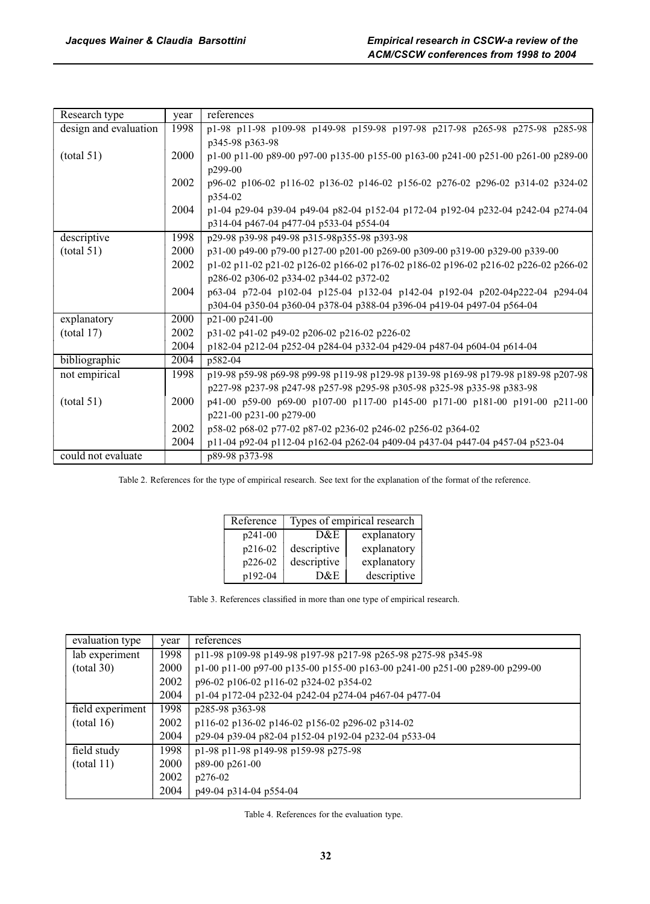| Research type | year | references |
|---|---|---|
| design and evaluation | 1998 | p1-98 p11-98 p109-98 p149-98 p159-98 p197-98 p217-98 p265-98 p275-98 p285-98 p345-98 p363-98 |
| (total 51) | 2000 | p1-00 p11-00 p89-00 p97-00 p135-00 p155-00 p163-00 p241-00 p251-00 p261-00 p289-00 p299-00 |
| | 2002 | p96-02 p106-02 p116-02 p136-02 p146-02 p156-02 p276-02 p296-02 p314-02 p324-02 p354-02 |
| | 2004 | p1-04 p29-04 p39-04 p49-04 p82-04 p152-04 p172-04 p192-04 p232-04 p242-04 p274-04 p314-04 p467-04 p477-04 p533-04 p554-04 |
| descriptive | 1998 | p29-98 p39-98 p49-98 p315-98p355-98 p393-98 |
| (total 51) | 2000 | p31-00 p49-00 p79-00 p127-00 p201-00 p269-00 p309-00 p319-00 p329-00 p339-00 |
| | 2002 | p1-02 p11-02 p21-02 p126-02 p166-02 p176-02 p186-02 p196-02 p216-02 p226-02 p266-02 p286-02 p306-02 p334-02 p344-02 p372-02 |
| | 2004 | p63-04 p72-04 p102-04 p125-04 p132-04 p142-04 p192-04 p202-04p222-04 p294-04 p304-04 p350-04 p360-04 p378-04 p388-04 p396-04 p419-04 p497-04 p564-04 |
| explanatory | 2000 | p21-00 p241-00 |
| (total 17) | 2002 | p31-02 p41-02 p49-02 p206-02 p216-02 p226-02 |
| | 2004 | p182-04 p212-04 p252-04 p284-04 p332-04 p429-04 p487-04 p604-04 p614-04 |
| bibliographic | 2004 | p582-04 |
| not empirical | 1998 | p19-98 p59-98 p69-98 p99-98 p119-98 p129-98 p139-98 p169-98 p179-98 p189-98 p207-98 p227-98 p237-98 p247-98 p257-98 p295-98 p305-98 p325-98 p335-98 p383-98 |
| (total 51) | 2000 | p41-00 p59-00 p69-00 p107-00 p117-00 p145-00 p171-00 p181-00 p191-00 p211-00 p221-00 p231-00 p279-00 |
| | 2002 | p58-02 p68-02 p77-02 p87-02 p236-02 p246-02 p256-02 p364-02 |
| | 2004 | p11-04 p92-04 p112-04 p162-04 p262-04 p409-04 p437-04 p447-04 p457-04 p523-04 |
| could not evaluate | | p89-98 p373-98 |

Table 2. References for the type of empirical research. See text for the explanation of the format of the reference.

| Reference | Types of empirical research | |
|---|---|---|
| p241-00 | D&E | explanatory |
| p216-02 | descriptive | explanatory |
| p226-02 | descriptive | explanatory |
| p192-04 | D&E | descriptive |

Table 3. References classified in more than one type of empirical research.

| evaluation type | year | references |
|---|---|---|
| lab experiment | 1998 | p11-98 p109-98 p149-98 p197-98 p217-98 p265-98 p275-98 p345-98 |
| (total 30) | 2000 | p1-00 p11-00 p97-00 p135-00 p155-00 p163-00 p241-00 p251-00 p289-00 p299-00 |
| | 2002 | p96-02 p106-02 p116-02 p324-02 p354-02 |
| | 2004 | p1-04 p172-04 p232-04 p242-04 p274-04 p467-04 p477-04 |
| field experiment | 1998 | p285-98 p363-98 |
| (total 16) | 2002 | p116-02 p136-02 p146-02 p156-02 p296-02 p314-02 |
| | 2004 | p29-04 p39-04 p82-04 p152-04 p192-04 p232-04 p533-04 |
| field study | 1998 | p1-98 p11-98 p149-98 p159-98 p275-98 |
| (total 11) | 2000 | p89-00 p261-00 |
| | 2002 | p276-02 |
| | 2004 | p49-04 p314-04 p554-04 |

Table 4. References for the evaluation type.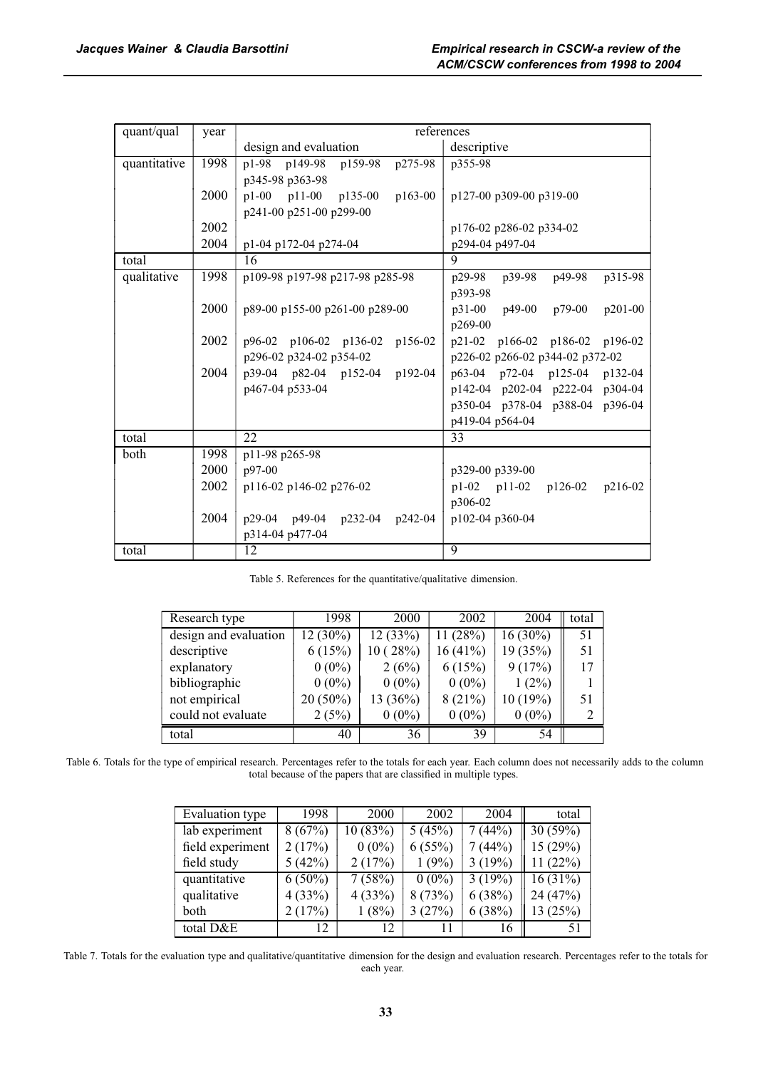| quant/qual | year | references | |
|---|---|---|---|
| | | design and evaluation | descriptive |
| quantitative | 1998 | p1-98 p149-98 p159-98 p275-98 p345-98 p363-98 | p355-98 |
| | 2000 | p1-00 p11-00 p135-00 p163-00 p241-00 p251-00 p299-00 | p127-00 p309-00 p319-00 |
| | 2002 | | p176-02 p286-02 p334-02 |
| | 2004 | p1-04 p172-04 p274-04 | p294-04 p497-04 |
| total | | 16 | 9 |
| qualitative | 1998 | p109-98 p197-98 p217-98 p285-98 | p29-98 p39-98 p49-98 p315-98 p393-98 |
| | 2000 | p89-00 p155-00 p261-00 p289-00 | p31-00 p49-00 p79-00 p201-00 p269-00 |
| | 2002 | p96-02 p106-02 p136-02 p156-02 p296-02 p324-02 p354-02 | p21-02 p166-02 p186-02 p196-02 p226-02 p266-02 p344-02 p372-02 |
| | 2004 | p39-04 p82-04 p152-04 p192-04 p467-04 p533-04 | p63-04 p72-04 p125-04 p132-04 p142-04 p202-04 p222-04 p304-04 p350-04 p378-04 p388-04 p396-04 p419-04 p564-04 |
| total | | 22 | 33 |
| both | 1998 | p11-98 p265-98 | |
| | 2000 | p97-00 | p329-00 p339-00 |
| | 2002 | p116-02 p146-02 p276-02 | p1-02 p11-02 p126-02 p216-02 p306-02 |
| | 2004 | p29-04 p49-04 p232-04 p242-04 p314-04 p477-04 | p102-04 p360-04 |
| total | | 12 | 9 |

Table 5. References for the quantitative/qualitative dimension.

| Research type | 1998 | 2000 | 2002 | 2004 | total |
|---|---|---|---|---|---|
| design and evaluation | 12 (30%) | 12 (33%) | 11 (28%) | 16 (30%) | 51 |
| descriptive | 6 (15%) | 10 ( 28%) | 16 (41%) | 19 (35%) | 51 |
| explanatory | 0 (0%) | 2 (6%) | 6 (15%) | 9 (17%) | 17 |
| bibliographic | 0 (0%) | 0 (0%) | 0 (0%) | 1 (2%) | 1 |
| not empirical | 20 (50%) | 13 (36%) | 8 (21%) | 10 (19%) | 51 |
| could not evaluate | 2 (5%) | 0 (0%) | 0 (0%) | 0 (0%) | 2 |
| total | 40 | 36 | 39 | 54 | |

Table 6. Totals for the type of empirical research. Percentages refer to the totals for each year. Each column does not necessarily adds to the column total because of the papers that are classified in multiple types.

| Evaluation type | 1998 | 2000 | 2002 | 2004 | total |
|---|---|---|---|---|---|
| lab experiment | 8 (67%) | 10 (83%) | 5 (45%) | 7 (44%) | 30 (59%) |
| field experiment | 2 (17%) | 0 (0%) | 6 (55%) | 7 (44%) | 15 (29%) |
| field study | 5 (42%) | 2 (17%) | 1 (9%) | 3 (19%) | 11 (22%) |
| quantitative | 6 (50%) | 7 (58%) | 0 (0%) | 3 (19%) | 16 (31%) |
| qualitative | 4 (33%) | 4 (33%) | 8 (73%) | 6 (38%) | 24 (47%) |
| both | 2 (17%) | 1 (8%) | 3 (27%) | 6 (38%) | 13 (25%) |
| total D&E | 12 | 12 | 11 | 16 | 51 |

Table 7. Totals for the evaluation type and qualitative/quantitative dimension for the design and evaluation research. Percentages refer to the totals for each year.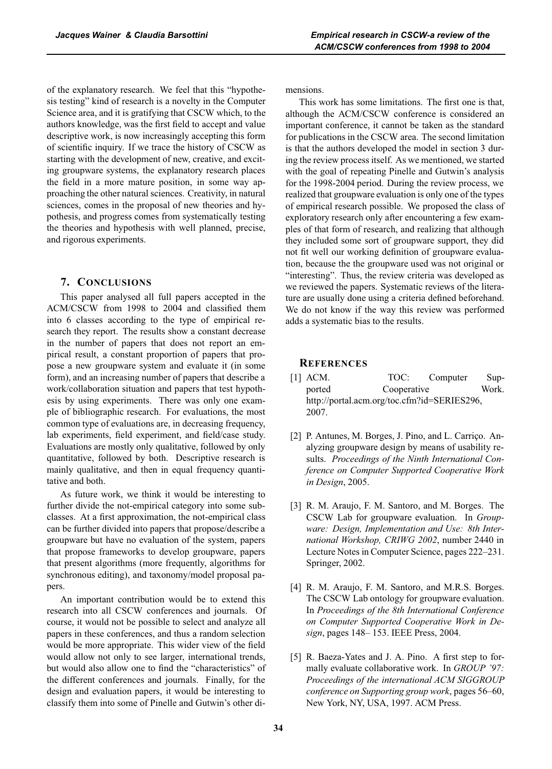of the explanatory research. We feel that this "hypothesis testing" kind of research is a novelty in the Computer Science area, and it is gratifying that CSCW which, to the authors knowledge, was the first field to accept and value descriptive work, is now increasingly accepting this form of scientific inquiry. If we trace the history of CSCW as starting with the development of new, creative, and exciting groupware systems, the explanatory research places the field in a more mature position, in some way approaching the other natural sciences. Creativity, in natural sciences, comes in the proposal of new theories and hypothesis, and progress comes from systematically testing the theories and hypothesis with well planned, precise, and rigorous experiments.

## 7. Conclusions

This paper analysed all full papers accepted in the ACM/CSCW from 1998 to 2004 and classified them into 6 classes according to the type of empirical research they report. The results show a constant decrease in the number of papers that does not report an empirical result, a constant proportion of papers that propose a new groupware system and evaluate it (in some form), and an increasing number of papers that describe a work/collaboration situation and papers that test hypothesis by using experiments. There was only one example of bibliographic research. For evaluations, the most common type of evaluations are, in decreasing frequency, lab experiments, field experiment, and field/case study. Evaluations are mostly only qualitative, followed by only quantitative, followed by both. Descriptive research is mainly qualitative, and then in equal frequency quantitative and both.

As future work, we think it would be interesting to further divide the not-empirical category into some subclasses. At a first approximation, the not-empirical class can be further divided into papers that propose/describe a groupware but have no evaluation of the system, papers that propose frameworks to develop groupware, papers that present algorithms (more frequently, algorithms for synchronous editing), and taxonomy/model proposal papers.

An important contribution would be to extend this research into all CSCW conferences and journals. Of course, it would not be possible to select and analyze all papers in these conferences, and thus a random selection would be more appropriate. This wider view of the field would allow not only to see larger, international trends, but would also allow one to find the "characteristics" of the different conferences and journals. Finally, for the design and evaluation papers, it would be interesting to classify them into some of Pinelle and Gutwin's other dimensions.

This work has some limitations. The first one is that, although the ACM/CSCW conference is considered an important conference, it cannot be taken as the standard for publications in the CSCW area. The second limitation is that the authors developed the model in section 3 during the review process itself. As we mentioned, we started with the goal of repeating Pinelle and Gutwin's analysis for the 1998-2004 period. During the review process, we realized that groupware evaluation is only one of the types of empirical research possible. We proposed the class of exploratory research only after encountering a few examples of that form of research, and realizing that although they included some sort of groupware support, they did not fit well our working definition of groupware evaluation, because the the groupware used was not original or "interesting". Thus, the review criteria was developed as we reviewed the papers. Systematic reviews of the literature are usually done using a criteria defined beforehand. We do not know if the way this review was performed adds a systematic bias to the results.

## References

[1] ACM. TOC: Computer Supported Cooperative Work. http://portal.acm.org/toc.cfm?id=SERIES296, 2007.

[2] P. Antunes, M. Borges, J. Pino, and L. Carriço. Analyzing groupware design by means of usability results. *Proceedings of the Ninth International Conference on Computer Supported Cooperative Work in Design*, 2005.

[3] R. M. Araujo, F. M. Santoro, and M. Borges. The CSCW Lab for groupware evaluation. In *Groupware: Design, Implementation and Use: 8th International Workshop, CRIWG 2002*, number 2440 in Lecture Notes in Computer Science, pages 222–231. Springer, 2002.

[4] R. M. Araujo, F. M. Santoro, and M.R.S. Borges. The CSCW Lab ontology for groupware evaluation. In *Proceedings of the 8th International Conference on Computer Supported Cooperative Work in Design*, pages 148– 153. IEEE Press, 2004.

[5] R. Baeza-Yates and J. A. Pino. A first step to formally evaluate collaborative work. In *GROUP '97: Proceedings of the international ACM SIGGROUP conference on Supporting group work*, pages 56–60, New York, NY, USA, 1997. ACM Press.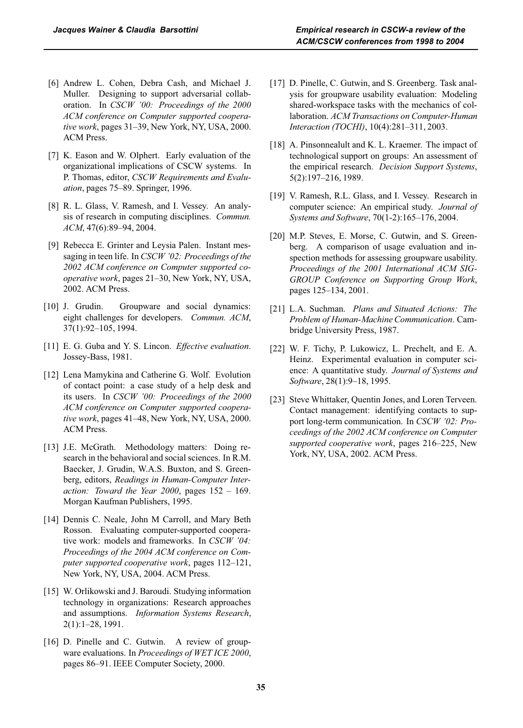[6] Andrew L. Cohen, Debra Cash, and Michael J. Muller. Designing to support adversarial collaboration. In *CSCW '00: Proceedings of the 2000 ACM conference on Computer supported cooperative work*, pages 31–39, New York, NY, USA, 2000. ACM Press.

[7] K. Eason and W. Olphert. Early evaluation of the organizational implications of CSCW systems. In P. Thomas, editor, *CSCW Requirements and Evaluation*, pages 75–89. Springer, 1996.

[8] R. L. Glass, V. Ramesh, and I. Vessey. An analysis of research in computing disciplines. *Commun. ACM*, 47(6):89–94, 2004.

[9] Rebecca E. Grinter and Leysia Palen. Instant messaging in teen life. In *CSCW '02: Proceedings of the 2002 ACM conference on Computer supported cooperative work*, pages 21–30, New York, NY, USA, 2002. ACM Press.

[10] J. Grudin. Groupware and social dynamics: eight challenges for developers. *Commun. ACM*, 37(1):92–105, 1994.

[11] E. G. Guba and Y. S. Lincon. *Effective evaluation*. Jossey-Bass, 1981.

[12] Lena Mamykina and Catherine G. Wolf. Evolution of contact point: a case study of a help desk and its users. In *CSCW '00: Proceedings of the 2000 ACM conference on Computer supported cooperative work*, pages 41–48, New York, NY, USA, 2000. ACM Press.

[13] J.E. McGrath. Methodology matters: Doing research in the behavioral and social sciences. In R.M. Baecker, J. Grudin, W.A.S. Buxton, and S. Greenberg, editors, *Readings in Human-Computer Interaction: Toward the Year 2000*, pages 152 – 169. Morgan Kaufman Publishers, 1995.

[14] Dennis C. Neale, John M Carroll, and Mary Beth Rosson. Evaluating computer-supported cooperative work: models and frameworks. In *CSCW '04: Proceedings of the 2004 ACM conference on Computer supported cooperative work*, pages 112–121, New York, NY, USA, 2004. ACM Press.

[15] W. Orlikowski and J. Baroudi. Studying information technology in organizations: Research approaches and assumptions. *Information Systems Research*, 2(1):1–28, 1991.

[16] D. Pinelle and C. Gutwin. A review of groupware evaluations. In *Proceedings of WET ICE 2000*, pages 86–91. IEEE Computer Society, 2000.

[17] D. Pinelle, C. Gutwin, and S. Greenberg. Task analysis for groupware usability evaluation: Modeling shared-workspace tasks with the mechanics of collaboration. *ACM Transactions on Computer-Human Interaction (TOCHI)*, 10(4):281–311, 2003.

[18] A. Pinsonnealult and K. L. Kraemer. The impact of technological support on groups: An assessment of the empirical research. *Decision Support Systems*, 5(2):197–216, 1989.

[19] V. Ramesh, R.L. Glass, and I. Vessey. Research in computer science: An empirical study. *Journal of Systems and Software*, 70(1-2):165–176, 2004.

[20] M.P. Steves, E. Morse, C. Gutwin, and S. Greenberg. A comparison of usage evaluation and inspection methods for assessing groupware usability. *Proceedings of the 2001 International ACM SIGGROUP Conference on Supporting Group Work*, pages 125–134, 2001.

[21] L.A. Suchman. *Plans and Situated Actions: The Problem of Human-Machine Communication*. Cambridge University Press, 1987.

[22] W. F. Tichy, P. Lukowicz, L. Prechelt, and E. A. Heinz. Experimental evaluation in computer science: A quantitative study. *Journal of Systems and Software*, 28(1):9–18, 1995.

[23] Steve Whittaker, Quentin Jones, and Loren Terveen. Contact management: identifying contacts to support long-term communication. In *CSCW '02: Proceedings of the 2002 ACM conference on Computer supported cooperative work*, pages 216–225, New York, NY, USA, 2002. ACM Press.